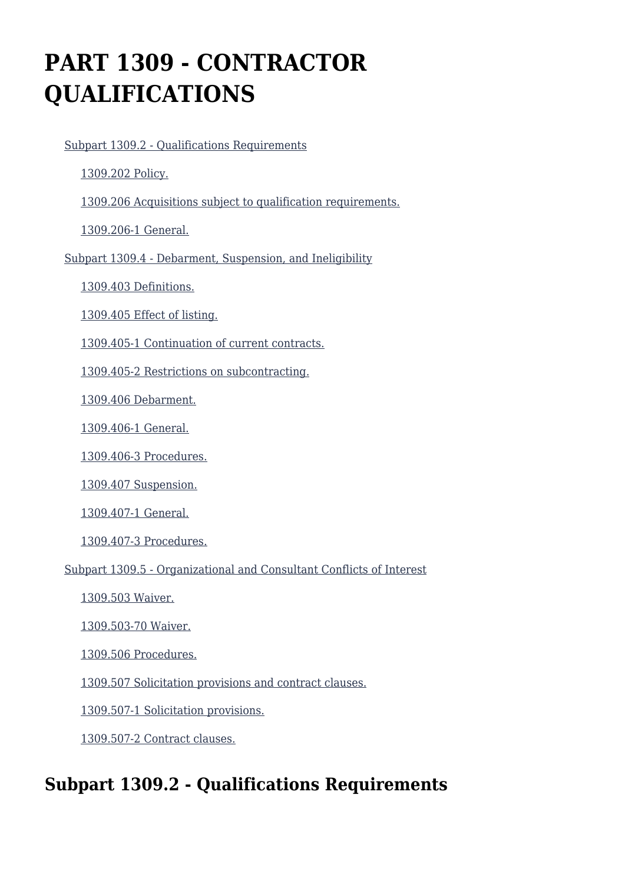# PART 1309 - CONTRACTOR QUALIFICATIONS

- Subpart 1309.2 - Qualifications Requirements
  - 1309.202 Policy.
  - 1309.206 Acquisitions subject to qualification requirements.
  - 1309.206-1 General.
- Subpart 1309.4 - Debarment, Suspension, and Ineligibility
  - 1309.403 Definitions.
  - 1309.405 Effect of listing.
  - 1309.405-1 Continuation of current contracts.
  - 1309.405-2 Restrictions on subcontracting.
  - 1309.406 Debarment.
  - 1309.406-1 General.
  - 1309.406-3 Procedures.
  - 1309.407 Suspension.
  - 1309.407-1 General.
  - 1309.407-3 Procedures.
- Subpart 1309.5 - Organizational and Consultant Conflicts of Interest
  - 1309.503 Waiver.
  - 1309.503-70 Waiver.
  - 1309.506 Procedures.
  - 1309.507 Solicitation provisions and contract clauses.
  - 1309.507-1 Solicitation provisions.
  - 1309.507-2 Contract clauses.

## Subpart 1309.2 - Qualifications Requirements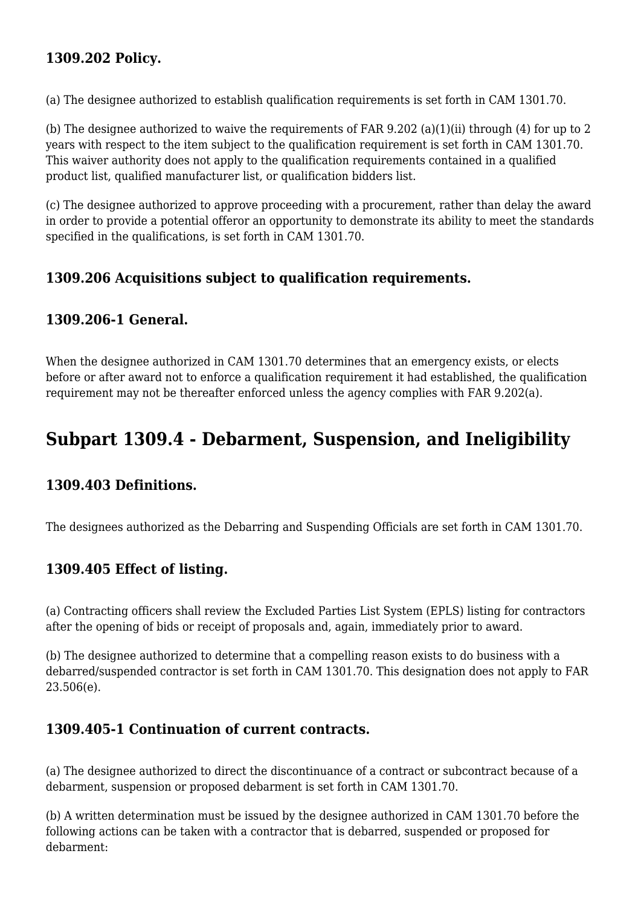### 1309.202 Policy.

(a) The designee authorized to establish qualification requirements is set forth in CAM 1301.70.

(b) The designee authorized to waive the requirements of FAR 9.202 (a)(1)(ii) through (4) for up to 2 years with respect to the item subject to the qualification requirement is set forth in CAM 1301.70. This waiver authority does not apply to the qualification requirements contained in a qualified product list, qualified manufacturer list, or qualification bidders list.

(c) The designee authorized to approve proceeding with a procurement, rather than delay the award in order to provide a potential offeror an opportunity to demonstrate its ability to meet the standards specified in the qualifications, is set forth in CAM 1301.70.

### 1309.206 Acquisitions subject to qualification requirements.

### 1309.206-1 General.

When the designee authorized in CAM 1301.70 determines that an emergency exists, or elects before or after award not to enforce a qualification requirement it had established, the qualification requirement may not be thereafter enforced unless the agency complies with FAR 9.202(a).

## Subpart 1309.4 - Debarment, Suspension, and Ineligibility

### 1309.403 Definitions.

The designees authorized as the Debarring and Suspending Officials are set forth in CAM 1301.70.

### 1309.405 Effect of listing.

(a) Contracting officers shall review the Excluded Parties List System (EPLS) listing for contractors after the opening of bids or receipt of proposals and, again, immediately prior to award.

(b) The designee authorized to determine that a compelling reason exists to do business with a debarred/suspended contractor is set forth in CAM 1301.70. This designation does not apply to FAR 23.506(e).

### 1309.405-1 Continuation of current contracts.

(a) The designee authorized to direct the discontinuance of a contract or subcontract because of a debarment, suspension or proposed debarment is set forth in CAM 1301.70.

(b) A written determination must be issued by the designee authorized in CAM 1301.70 before the following actions can be taken with a contractor that is debarred, suspended or proposed for debarment: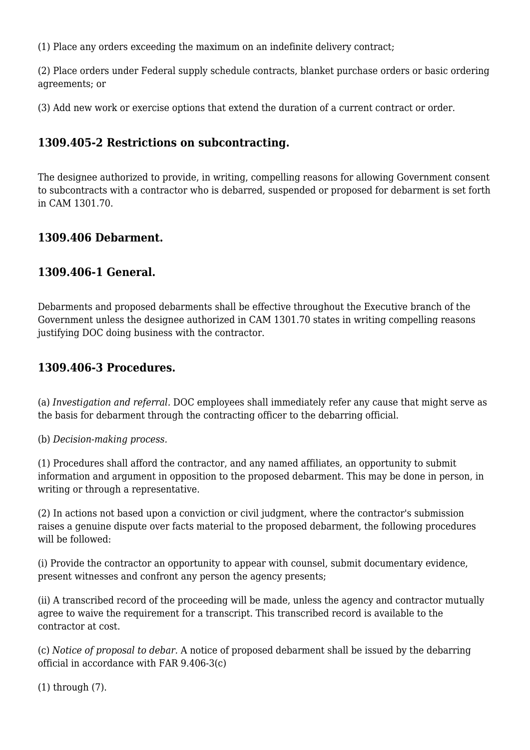(1) Place any orders exceeding the maximum on an indefinite delivery contract;

(2) Place orders under Federal supply schedule contracts, blanket purchase orders or basic ordering agreements; or

(3) Add new work or exercise options that extend the duration of a current contract or order.

### 1309.405-2 Restrictions on subcontracting.

The designee authorized to provide, in writing, compelling reasons for allowing Government consent to subcontracts with a contractor who is debarred, suspended or proposed for debarment is set forth in CAM 1301.70.

### 1309.406 Debarment.

### 1309.406-1 General.

Debarments and proposed debarments shall be effective throughout the Executive branch of the Government unless the designee authorized in CAM 1301.70 states in writing compelling reasons justifying DOC doing business with the contractor.

### 1309.406-3 Procedures.

(a) *Investigation and referral.* DOC employees shall immediately refer any cause that might serve as the basis for debarment through the contracting officer to the debarring official.

(b) *Decision-making process.*

(1) Procedures shall afford the contractor, and any named affiliates, an opportunity to submit information and argument in opposition to the proposed debarment. This may be done in person, in writing or through a representative.

(2) In actions not based upon a conviction or civil judgment, where the contractor's submission raises a genuine dispute over facts material to the proposed debarment, the following procedures will be followed:

(i) Provide the contractor an opportunity to appear with counsel, submit documentary evidence, present witnesses and confront any person the agency presents;

(ii) A transcribed record of the proceeding will be made, unless the agency and contractor mutually agree to waive the requirement for a transcript. This transcribed record is available to the contractor at cost.

(c) *Notice of proposal to debar.* A notice of proposed debarment shall be issued by the debarring official in accordance with FAR 9.406-3(c)

(1) through (7).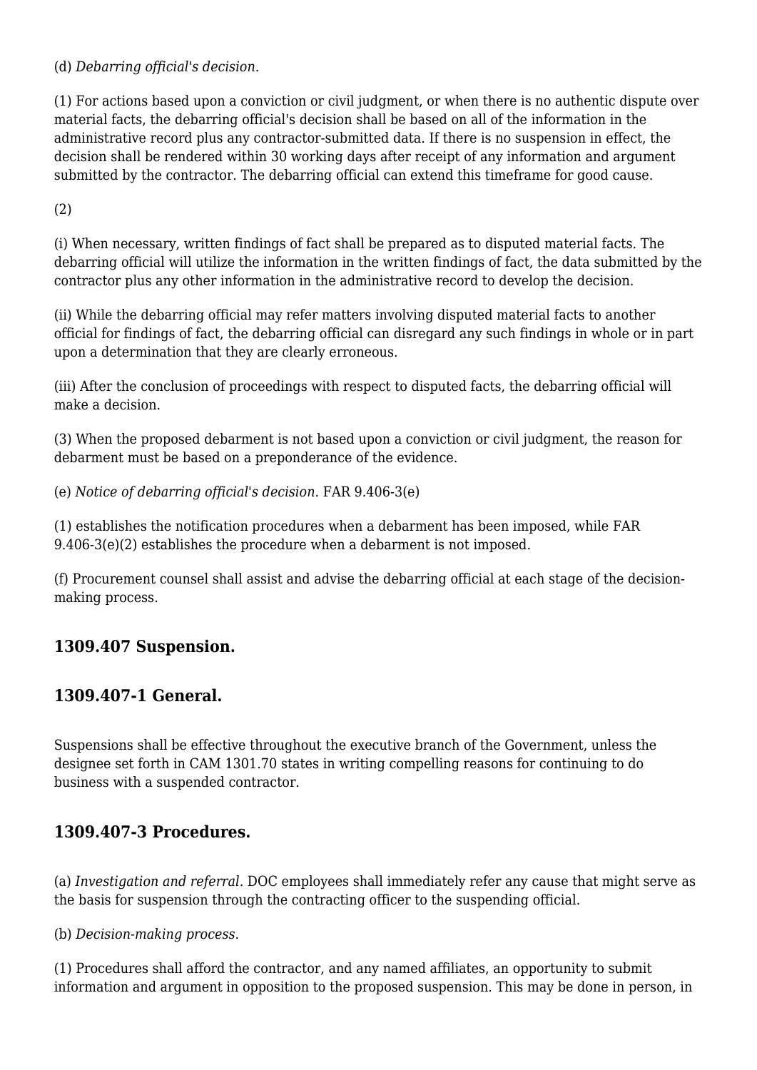(d) *Debarring official's decision.*

(1) For actions based upon a conviction or civil judgment, or when there is no authentic dispute over material facts, the debarring official's decision shall be based on all of the information in the administrative record plus any contractor-submitted data. If there is no suspension in effect, the decision shall be rendered within 30 working days after receipt of any information and argument submitted by the contractor. The debarring official can extend this timeframe for good cause.

(2)

(i) When necessary, written findings of fact shall be prepared as to disputed material facts. The debarring official will utilize the information in the written findings of fact, the data submitted by the contractor plus any other information in the administrative record to develop the decision.

(ii) While the debarring official may refer matters involving disputed material facts to another official for findings of fact, the debarring official can disregard any such findings in whole or in part upon a determination that they are clearly erroneous.

(iii) After the conclusion of proceedings with respect to disputed facts, the debarring official will make a decision.

(3) When the proposed debarment is not based upon a conviction or civil judgment, the reason for debarment must be based on a preponderance of the evidence.

(e) *Notice of debarring official's decision.* FAR 9.406-3(e)

(1) establishes the notification procedures when a debarment has been imposed, while FAR 9.406-3(e)(2) establishes the procedure when a debarment is not imposed.

(f) Procurement counsel shall assist and advise the debarring official at each stage of the decision-making process.

### 1309.407 Suspension.

### 1309.407-1 General.

Suspensions shall be effective throughout the executive branch of the Government, unless the designee set forth in CAM 1301.70 states in writing compelling reasons for continuing to do business with a suspended contractor.

### 1309.407-3 Procedures.

(a) *Investigation and referral.* DOC employees shall immediately refer any cause that might serve as the basis for suspension through the contracting officer to the suspending official.

(b) *Decision-making process.*

(1) Procedures shall afford the contractor, and any named affiliates, an opportunity to submit information and argument in opposition to the proposed suspension. This may be done in person, in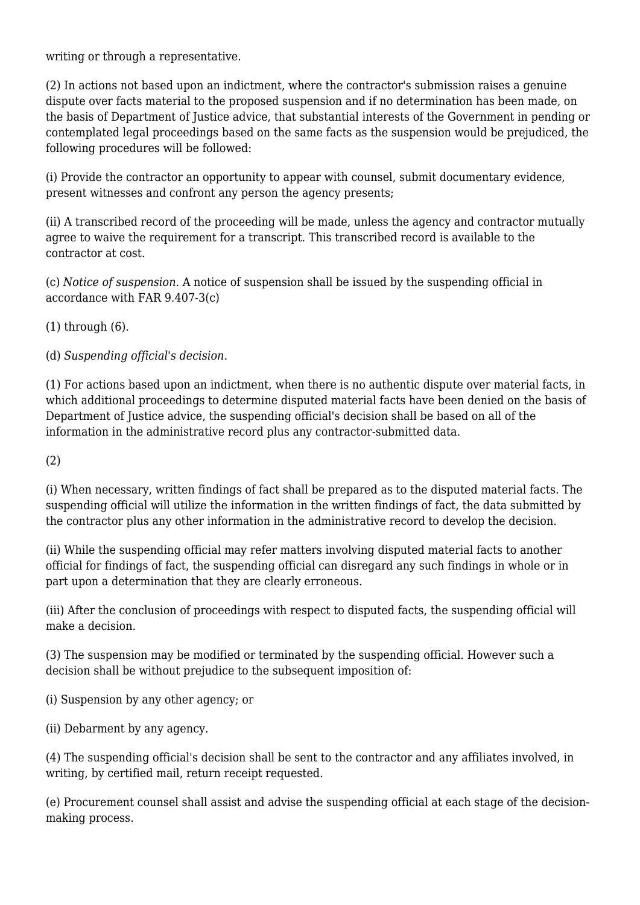writing or through a representative.

(2) In actions not based upon an indictment, where the contractor's submission raises a genuine dispute over facts material to the proposed suspension and if no determination has been made, on the basis of Department of Justice advice, that substantial interests of the Government in pending or contemplated legal proceedings based on the same facts as the suspension would be prejudiced, the following procedures will be followed:

(i) Provide the contractor an opportunity to appear with counsel, submit documentary evidence, present witnesses and confront any person the agency presents;

(ii) A transcribed record of the proceeding will be made, unless the agency and contractor mutually agree to waive the requirement for a transcript. This transcribed record is available to the contractor at cost.

(c) *Notice of suspension.* A notice of suspension shall be issued by the suspending official in accordance with FAR 9.407-3(c)

(1) through (6).

(d) *Suspending official's decision.*

(1) For actions based upon an indictment, when there is no authentic dispute over material facts, in which additional proceedings to determine disputed material facts have been denied on the basis of Department of Justice advice, the suspending official's decision shall be based on all of the information in the administrative record plus any contractor-submitted data.

(2)

(i) When necessary, written findings of fact shall be prepared as to the disputed material facts. The suspending official will utilize the information in the written findings of fact, the data submitted by the contractor plus any other information in the administrative record to develop the decision.

(ii) While the suspending official may refer matters involving disputed material facts to another official for findings of fact, the suspending official can disregard any such findings in whole or in part upon a determination that they are clearly erroneous.

(iii) After the conclusion of proceedings with respect to disputed facts, the suspending official will make a decision.

(3) The suspension may be modified or terminated by the suspending official. However such a decision shall be without prejudice to the subsequent imposition of:

(i) Suspension by any other agency; or

(ii) Debarment by any agency.

(4) The suspending official's decision shall be sent to the contractor and any affiliates involved, in writing, by certified mail, return receipt requested.

(e) Procurement counsel shall assist and advise the suspending official at each stage of the decision-making process.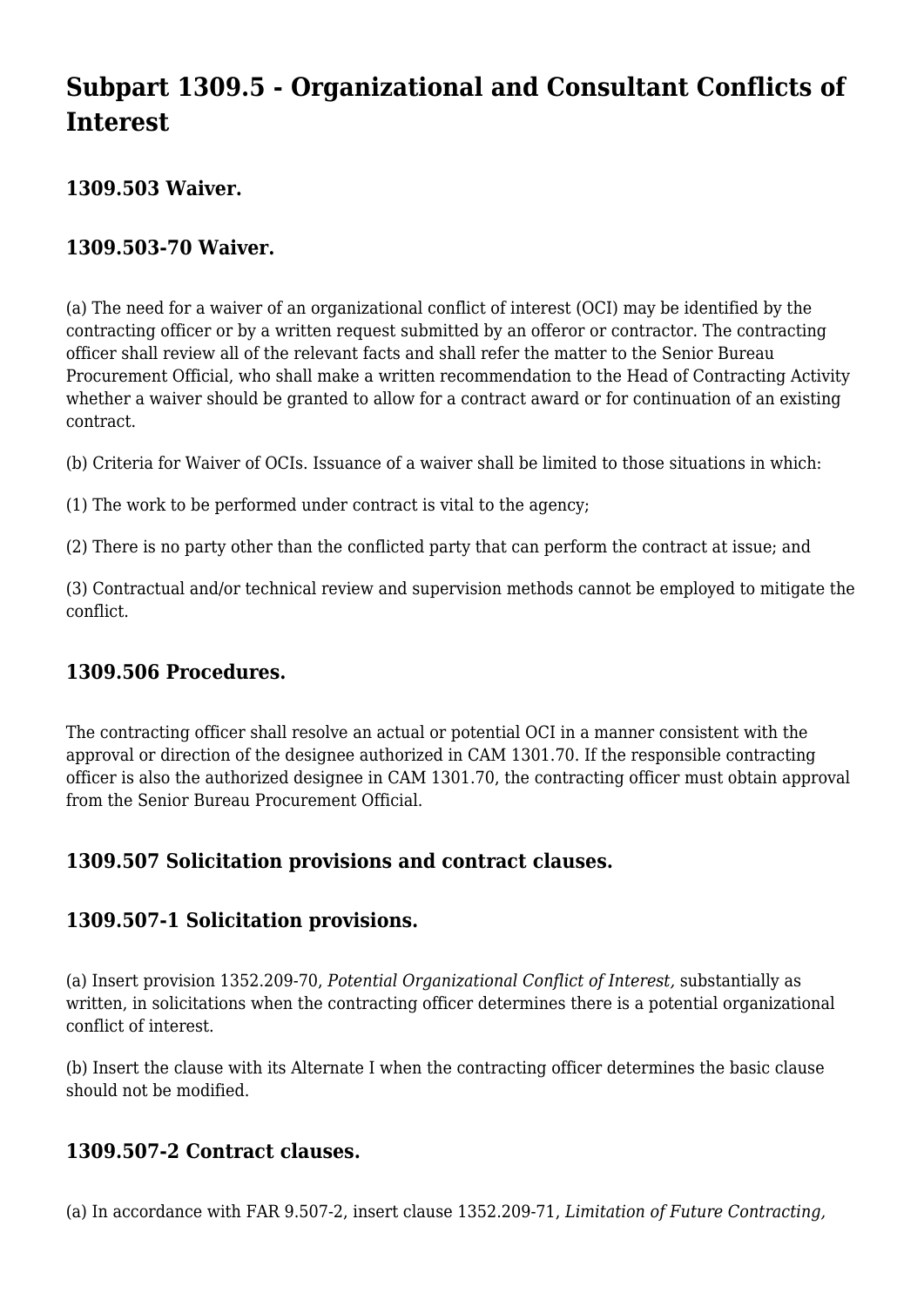## Subpart 1309.5 - Organizational and Consultant Conflicts of Interest

### 1309.503 Waiver.

### 1309.503-70 Waiver.

(a) The need for a waiver of an organizational conflict of interest (OCI) may be identified by the contracting officer or by a written request submitted by an offeror or contractor. The contracting officer shall review all of the relevant facts and shall refer the matter to the Senior Bureau Procurement Official, who shall make a written recommendation to the Head of Contracting Activity whether a waiver should be granted to allow for a contract award or for continuation of an existing contract.

(b) Criteria for Waiver of OCIs. Issuance of a waiver shall be limited to those situations in which:

(1) The work to be performed under contract is vital to the agency;

(2) There is no party other than the conflicted party that can perform the contract at issue; and

(3) Contractual and/or technical review and supervision methods cannot be employed to mitigate the conflict.

### 1309.506 Procedures.

The contracting officer shall resolve an actual or potential OCI in a manner consistent with the approval or direction of the designee authorized in CAM 1301.70. If the responsible contracting officer is also the authorized designee in CAM 1301.70, the contracting officer must obtain approval from the Senior Bureau Procurement Official.

### 1309.507 Solicitation provisions and contract clauses.

### 1309.507-1 Solicitation provisions.

(a) Insert provision 1352.209-70, *Potential Organizational Conflict of Interest,* substantially as written, in solicitations when the contracting officer determines there is a potential organizational conflict of interest.

(b) Insert the clause with its Alternate I when the contracting officer determines the basic clause should not be modified.

### 1309.507-2 Contract clauses.

(a) In accordance with FAR 9.507-2, insert clause 1352.209-71, *Limitation of Future Contracting,*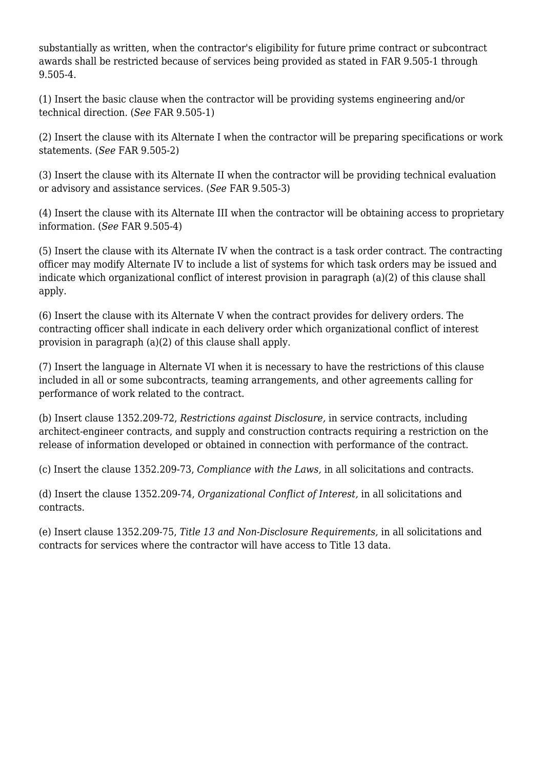substantially as written, when the contractor's eligibility for future prime contract or subcontract awards shall be restricted because of services being provided as stated in FAR 9.505-1 through 9.505-4.

(1) Insert the basic clause when the contractor will be providing systems engineering and/or technical direction. (*See* FAR 9.505-1)

(2) Insert the clause with its Alternate I when the contractor will be preparing specifications or work statements. (*See* FAR 9.505-2)

(3) Insert the clause with its Alternate II when the contractor will be providing technical evaluation or advisory and assistance services. (*See* FAR 9.505-3)

(4) Insert the clause with its Alternate III when the contractor will be obtaining access to proprietary information. (*See* FAR 9.505-4)

(5) Insert the clause with its Alternate IV when the contract is a task order contract. The contracting officer may modify Alternate IV to include a list of systems for which task orders may be issued and indicate which organizational conflict of interest provision in paragraph (a)(2) of this clause shall apply.

(6) Insert the clause with its Alternate V when the contract provides for delivery orders. The contracting officer shall indicate in each delivery order which organizational conflict of interest provision in paragraph (a)(2) of this clause shall apply.

(7) Insert the language in Alternate VI when it is necessary to have the restrictions of this clause included in all or some subcontracts, teaming arrangements, and other agreements calling for performance of work related to the contract.

(b) Insert clause 1352.209-72, *Restrictions against Disclosure,* in service contracts, including architect-engineer contracts, and supply and construction contracts requiring a restriction on the release of information developed or obtained in connection with performance of the contract.

(c) Insert the clause 1352.209-73, *Compliance with the Laws,* in all solicitations and contracts.

(d) Insert the clause 1352.209-74, *Organizational Conflict of Interest,* in all solicitations and contracts.

(e) Insert clause 1352.209-75, *Title 13 and Non-Disclosure Requirements,* in all solicitations and contracts for services where the contractor will have access to Title 13 data.